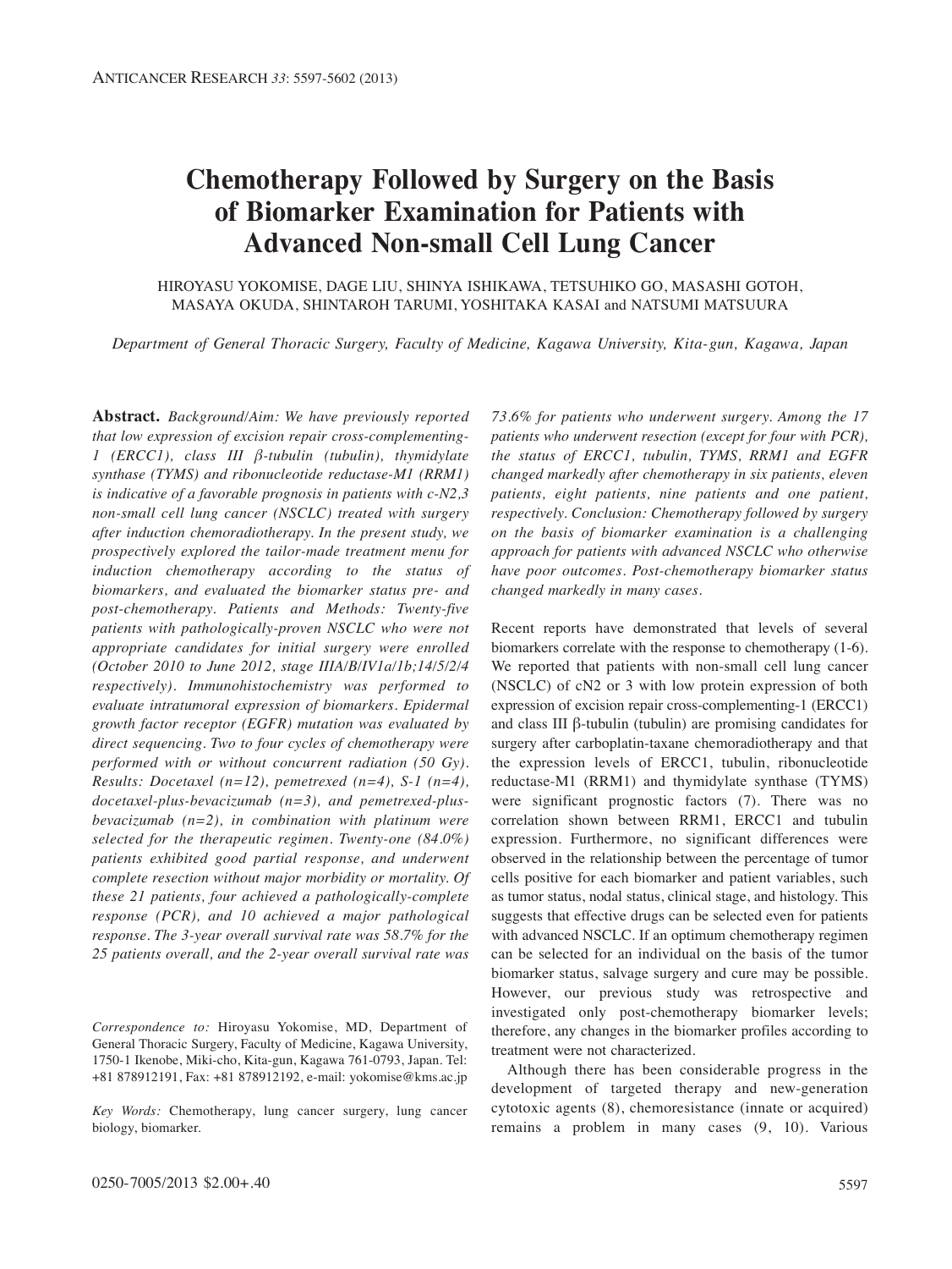# Chemotherapy Followed by Surgery on the Basis of Biomarker Examination for Patients with Advanced Non-small Cell Lung Cancer

HIROYASU YOKOMISE, DAGE LIU, SHINYA ISHIKAWA, TETSUHIKO GO, MASASHI GOTOH, MASAYA OKUDA, SHINTAROH TARUMI, YOSHITAKA KASAI and NATSUMI MATSUURA

*Department of General Thoracic Surgery, Faculty of Medicine, Kagawa University, Kita-gun, Kagawa, Japan*

**Abstract.** *Background/Aim: We have previously reported that low expression of excision repair cross-complementing-1 (ERCC1), class III β-tubulin (tubulin), thymidylate synthase (TYMS) and ribonucleotide reductase-M1 (RRM1) is indicative of a favorable prognosis in patients with c-N2,3 non-small cell lung cancer (NSCLC) treated with surgery after induction chemoradiotherapy. In the present study, we prospectively explored the tailor-made treatment menu for induction chemotherapy according to the status of biomarkers, and evaluated the biomarker status pre- and post-chemotherapy. Patients and Methods: Twenty-five patients with pathologically-proven NSCLC who were not appropriate candidates for initial surgery were enrolled (October 2010 to June 2012, stage IIIA/B/IV1a/1b;14/5/2/4 respectively). Immunohistochemistry was performed to evaluate intratumoral expression of biomarkers. Epidermal growth factor receptor (EGFR) mutation was evaluated by direct sequencing. Two to four cycles of chemotherapy were performed with or without concurrent radiation (50 Gy). Results: Docetaxel (n=12), pemetrexed (n=4), S-1 (n=4), docetaxel-plus-bevacizumab (n=3), and pemetrexed-plus-bevacizumab (n=2), in combination with platinum were selected for the therapeutic regimen. Twenty-one (84.0%) patients exhibited good partial response, and underwent complete resection without major morbidity or mortality. Of these 21 patients, four achieved a pathologically-complete response (PCR), and 10 achieved a major pathological response. The 3-year overall survival rate was 58.7% for the 25 patients overall, and the 2-year overall survival rate was 73.6% for patients who underwent surgery. Among the 17 patients who underwent resection (except for four with PCR), the status of ERCC1, tubulin, TYMS, RRM1 and EGFR changed markedly after chemotherapy in six patients, eleven patients, eight patients, nine patients and one patient, respectively. Conclusion: Chemotherapy followed by surgery on the basis of biomarker examination is a challenging approach for patients with advanced NSCLC who otherwise have poor outcomes. Post-chemotherapy biomarker status changed markedly in many cases.*

*Correspondence to:* Hiroyasu Yokomise, MD, Department of General Thoracic Surgery, Faculty of Medicine, Kagawa University, 1750-1 Ikenobe, Miki-cho, Kita-gun, Kagawa 761-0793, Japan. Tel: +81 878912191, Fax: +81 878912192, e-mail: yokomise@kms.ac.jp

*Key Words:* Chemotherapy, lung cancer surgery, lung cancer biology, biomarker.

Recent reports have demonstrated that levels of several biomarkers correlate with the response to chemotherapy (1-6). We reported that patients with non-small cell lung cancer (NSCLC) of cN2 or 3 with low protein expression of both expression of excision repair cross-complementing-1 (ERCC1) and class III β-tubulin (tubulin) are promising candidates for surgery after carboplatin-taxane chemoradiotherapy and that the expression levels of ERCC1, tubulin, ribonucleotide reductase-M1 (RRM1) and thymidylate synthase (TYMS) were significant prognostic factors (7). There was no correlation shown between RRM1, ERCC1 and tubulin expression. Furthermore, no significant differences were observed in the relationship between the percentage of tumor cells positive for each biomarker and patient variables, such as tumor status, nodal status, clinical stage, and histology. This suggests that effective drugs can be selected even for patients with advanced NSCLC. If an optimum chemotherapy regimen can be selected for an individual on the basis of the tumor biomarker status, salvage surgery and cure may be possible. However, our previous study was retrospective and investigated only post-chemotherapy biomarker levels; therefore, any changes in the biomarker profiles according to treatment were not characterized.

Although there has been considerable progress in the development of targeted therapy and new-generation cytotoxic agents (8), chemoresistance (innate or acquired) remains a problem in many cases (9, 10). Various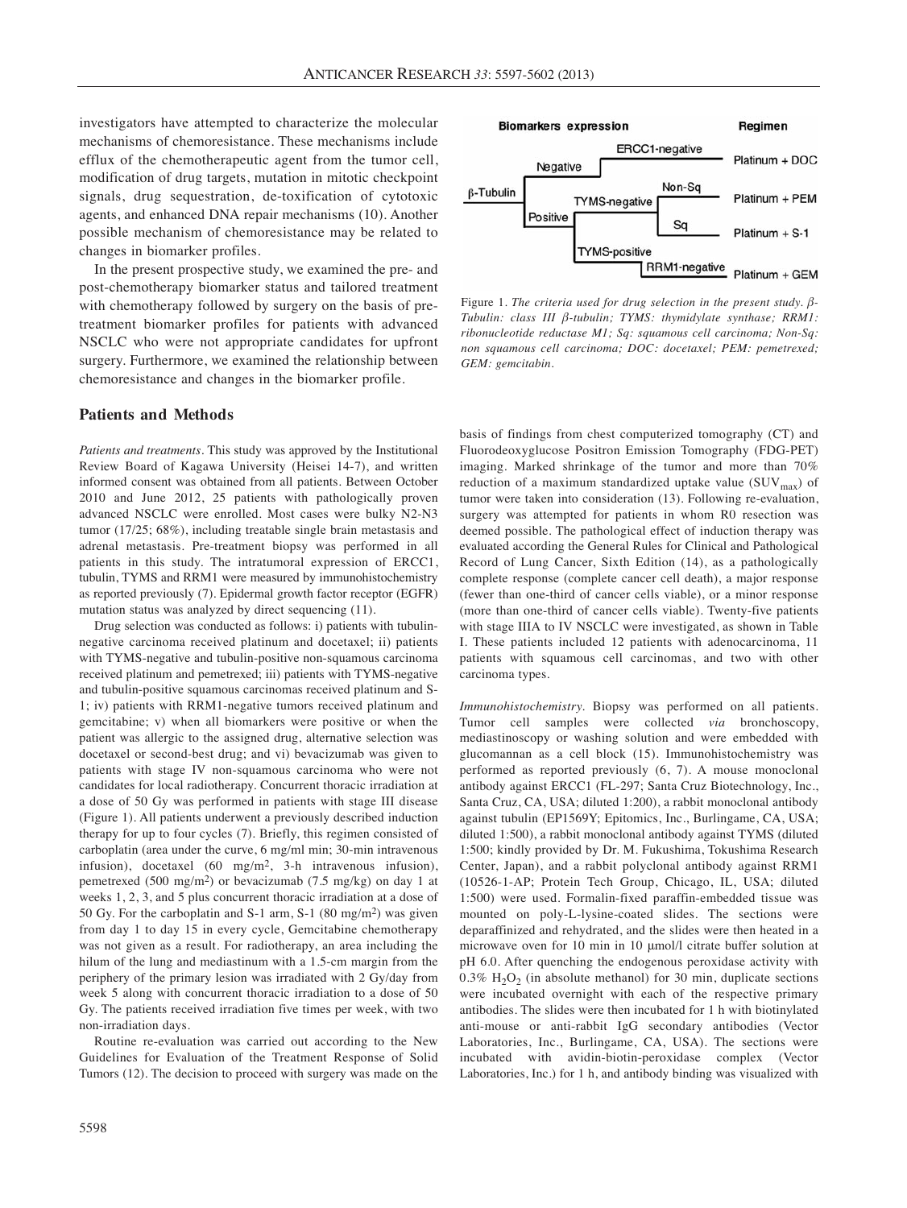investigators have attempted to characterize the molecular mechanisms of chemoresistance. These mechanisms include efflux of the chemotherapeutic agent from the tumor cell, modification of drug targets, mutation in mitotic checkpoint signals, drug sequestration, de-toxification of cytotoxic agents, and enhanced DNA repair mechanisms (10). Another possible mechanism of chemoresistance may be related to changes in biomarker profiles.

In the present prospective study, we examined the pre- and post-chemotherapy biomarker status and tailored treatment with chemotherapy followed by surgery on the basis of pre-treatment biomarker profiles for patients with advanced NSCLC who were not appropriate candidates for upfront surgery. Furthermore, we examined the relationship between chemoresistance and changes in the biomarker profile.

## Patients and Methods

*Patients and treatments.* This study was approved by the Institutional Review Board of Kagawa University (Heisei 14-7), and written informed consent was obtained from all patients. Between October 2010 and June 2012, 25 patients with pathologically proven advanced NSCLC were enrolled. Most cases were bulky N2-N3 tumor (17/25; 68%), including treatable single brain metastasis and adrenal metastasis. Pre-treatment biopsy was performed in all patients in this study. The intratumoral expression of ERCC1, tubulin, TYMS and RRM1 were measured by immunohistochemistry as reported previously (7). Epidermal growth factor receptor (EGFR) mutation status was analyzed by direct sequencing (11).

Drug selection was conducted as follows: i) patients with tubulin-negative carcinoma received platinum and docetaxel; ii) patients with TYMS-negative and tubulin-positive non-squamous carcinoma received platinum and pemetrexed; iii) patients with TYMS-negative and tubulin-positive squamous carcinomas received platinum and S-1; iv) patients with RRM1-negative tumors received platinum and gemcitabine; v) when all biomarkers were positive or when the patient was allergic to the assigned drug, alternative selection was docetaxel or second-best drug; and vi) bevacizumab was given to patients with stage IV non-squamous carcinoma who were not candidates for local radiotherapy. Concurrent thoracic irradiation at a dose of 50 Gy was performed in patients with stage III disease (Figure 1). All patients underwent a previously described induction therapy for up to four cycles (7). Briefly, this regimen consisted of carboplatin (area under the curve, 6 mg/ml min; 30-min intravenous infusion), docetaxel (60 mg/m$^2$, 3-h intravenous infusion), pemetrexed (500 mg/m$^2$) or bevacizumab (7.5 mg/kg) on day 1 at weeks 1, 2, 3, and 5 plus concurrent thoracic irradiation at a dose of 50 Gy. For the carboplatin and S-1 arm, S-1 (80 mg/m$^2$) was given from day 1 to day 15 in every cycle, Gemcitabine chemotherapy was not given as a result. For radiotherapy, an area including the hilum of the lung and mediastinum with a 1.5-cm margin from the periphery of the primary lesion was irradiated with 2 Gy/day from week 5 along with concurrent thoracic irradiation to a dose of 50 Gy. The patients received irradiation five times per week, with two non-irradiation days.

Routine re-evaluation was carried out according to the New Guidelines for Evaluation of the Treatment Response of Solid Tumors (12). The decision to proceed with surgery was made on the basis of findings from chest computerized tomography (CT) and Fluorodeoxyglucose Positron Emission Tomography (FDG-PET) imaging. Marked shrinkage of the tumor and more than 70% reduction of a maximum standardized uptake value ($SUV_{max}$) of tumor were taken into consideration (13). Following re-evaluation, surgery was attempted for patients in whom R0 resection was deemed possible. The pathological effect of induction therapy was evaluated according the General Rules for Clinical and Pathological Record of Lung Cancer, Sixth Edition (14), as a pathologically complete response (complete cancer cell death), a major response (fewer than one-third of cancer cells viable), or a minor response (more than one-third of cancer cells viable). Twenty-five patients with stage IIIA to IV NSCLC were investigated, as shown in Table I. These patients included 12 patients with adenocarcinoma, 11 patients with squamous cell carcinomas, and two with other carcinoma types.

| Biomarkers expression | | | | Regimen |
|---|---|---|---|---|
| β-Tubulin | Negative | ERCC1-negative | | Platinum + DOC |
| | Positive | TYMS-negative | Non-Sq | Platinum + PEM |
| | | | Sq | Platinum + S-1 |
| | | TYMS-positive | RRM1-negative | Platinum + GEM |

Figure 1. *The criteria used for drug selection in the present study. β-Tubulin: class III β-tubulin; TYMS: thymidylate synthase; RRM1: ribonucleotide reductase M1; Sq: squamous cell carcinoma; Non-Sq: non squamous cell carcinoma; DOC: docetaxel; PEM: pemetrexed; GEM: gemcitabin.*

*Immunohistochemistry.* Biopsy was performed on all patients. Tumor cell samples were collected *via* bronchoscopy, mediastinoscopy or washing solution and were embedded with glucomannan as a cell block (15). Immunohistochemistry was performed as reported previously (6, 7). A mouse monoclonal antibody against ERCC1 (FL-297; Santa Cruz Biotechnology, Inc., Santa Cruz, CA, USA; diluted 1:200), a rabbit monoclonal antibody against tubulin (EP1569Y; Epitomics, Inc., Burlingame, CA, USA; diluted 1:500), a rabbit monoclonal antibody against TYMS (diluted 1:500; kindly provided by Dr. M. Fukushima, Tokushima Research Center, Japan), and a rabbit polyclonal antibody against RRM1 (10526-1-AP; Protein Tech Group, Chicago, IL, USA; diluted 1:500) were used. Formalin-fixed paraffin-embedded tissue was mounted on poly-L-lysine-coated slides. The sections were deparaffinized and rehydrated, and the slides were then heated in a microwave oven for 10 min in 10 μmol/l citrate buffer solution at pH 6.0. After quenching the endogenous peroxidase activity with 0.3% $H_2O_2$ (in absolute methanol) for 30 min, duplicate sections were incubated overnight with each of the respective primary antibodies. The slides were then incubated for 1 h with biotinylated anti-mouse or anti-rabbit IgG secondary antibodies (Vector Laboratories, Inc., Burlingame, CA, USA). The sections were incubated with avidin-biotin-peroxidase complex (Vector Laboratories, Inc.) for 1 h, and antibody binding was visualized with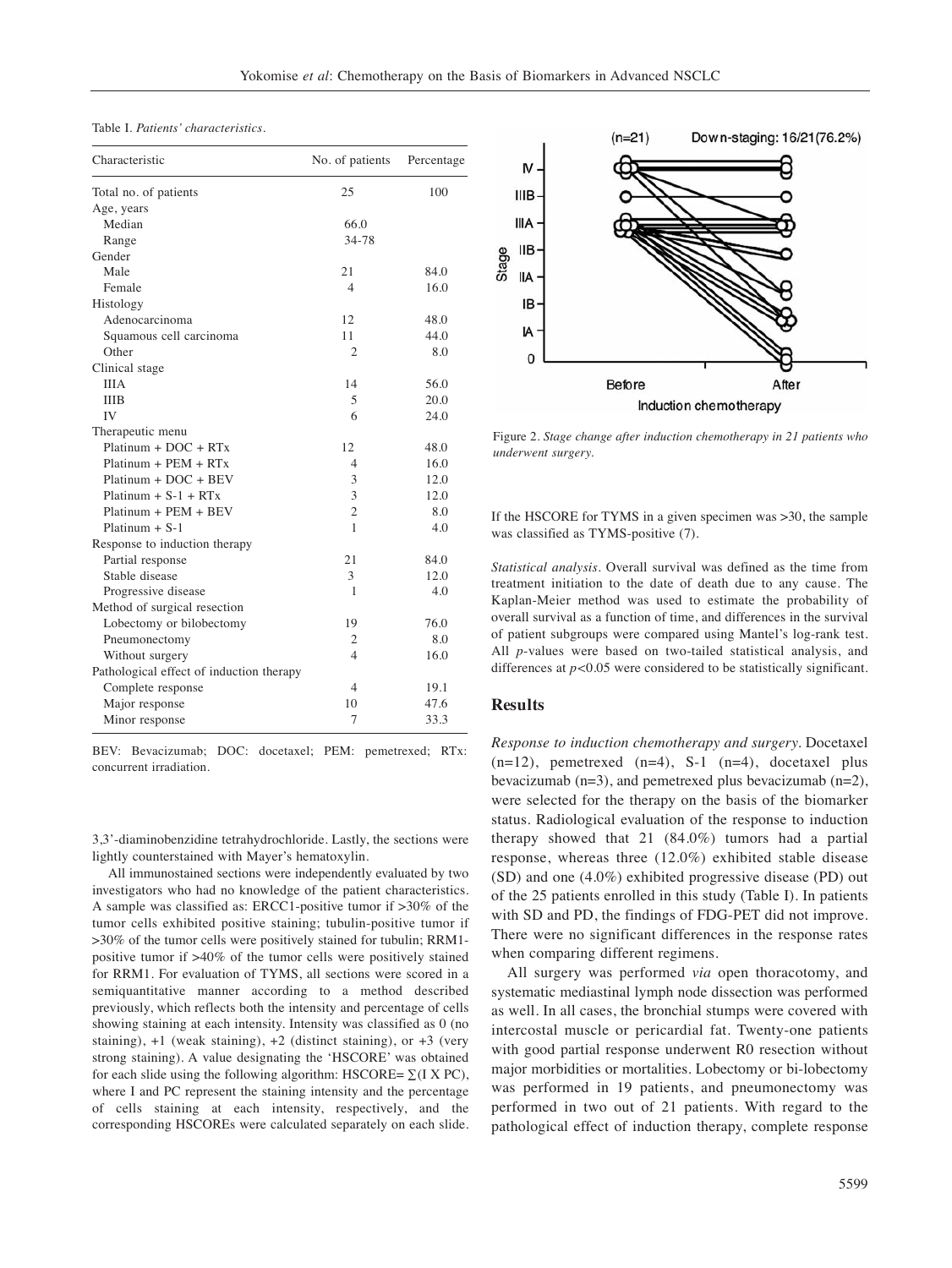Table I. *Patients' characteristics.*

| Characteristic | No. of patients | Percentage |
|---|---|---|
| Total no. of patients | 25 | 100 |
| Age, years | | |
| Median | 66.0 | |
| Range | 34-78 | |
| Gender | | |
| Male | 21 | 84.0 |
| Female | 4 | 16.0 |
| Histology | | |
| Adenocarcinoma | 12 | 48.0 |
| Squamous cell carcinoma | 11 | 44.0 |
| Other | 2 | 8.0 |
| Clinical stage | | |
| IIIA | 14 | 56.0 |
| IIIB | 5 | 20.0 |
| IV | 6 | 24.0 |
| Therapeutic menu | | |
| Platinum + DOC + RTx | 12 | 48.0 |
| Platinum + PEM + RTx | 4 | 16.0 |
| Platinum + DOC + BEV | 3 | 12.0 |
| Platinum + S-1 + RTx | 3 | 12.0 |
| Platinum + PEM + BEV | 2 | 8.0 |
| Platinum + S-1 | 1 | 4.0 |
| Response to induction therapy | | |
| Partial response | 21 | 84.0 |
| Stable disease | 3 | 12.0 |
| Progressive disease | 1 | 4.0 |
| Method of surgical resection | | |
| Lobectomy or bilobectomy | 19 | 76.0 |
| Pneumonectomy | 2 | 8.0 |
| Without surgery | 4 | 16.0 |
| Pathological effect of induction therapy | | |
| Complete response | 4 | 19.1 |
| Major response | 10 | 47.6 |
| Minor response | 7 | 33.3 |

BEV: Bevacizumab; DOC: docetaxel; PEM: pemetrexed; RTx: concurrent irradiation.

3,3'-diaminobenzidine tetrahydrochloride. Lastly, the sections were lightly counterstained with Mayer's hematoxylin.

All immunostained sections were independently evaluated by two investigators who had no knowledge of the patient characteristics. A sample was classified as: ERCC1-positive tumor if >30% of the tumor cells exhibited positive staining; tubulin-positive tumor if >30% of the tumor cells were positively stained for tubulin; RRM1-positive tumor if >40% of the tumor cells were positively stained for RRM1. For evaluation of TYMS, all sections were scored in a semiquantitative manner according to a method described previously, which reflects both the intensity and percentage of cells showing staining at each intensity. Intensity was classified as 0 (no staining), +1 (weak staining), +2 (distinct staining), or +3 (very strong staining). A value designating the 'HSCORE' was obtained for each slide using the following algorithm: HSCORE= $\sum(I \times PC)$, where I and PC represent the staining intensity and the percentage of cells staining at each intensity, respectively, and the corresponding HSCOREs were calculated separately on each slide.

Figure 2. *Stage change after induction chemotherapy in 21 patients who underwent surgery.*

If the HSCORE for TYMS in a given specimen was >30, the sample was classified as TYMS-positive (7).

*Statistical analysis.* Overall survival was defined as the time from treatment initiation to the date of death due to any cause. The Kaplan-Meier method was used to estimate the probability of overall survival as a function of time, and differences in the survival of patient subgroups were compared using Mantel's log-rank test. All *p*-values were based on two-tailed statistical analysis, and differences at $p<0.05$ were considered to be statistically significant.

## Results

*Response to induction chemotherapy and surgery.* Docetaxel (n=12), pemetrexed (n=4), S-1 (n=4), docetaxel plus bevacizumab (n=3), and pemetrexed plus bevacizumab (n=2), were selected for the therapy on the basis of the biomarker status. Radiological evaluation of the response to induction therapy showed that 21 (84.0%) tumors had a partial response, whereas three (12.0%) exhibited stable disease (SD) and one (4.0%) exhibited progressive disease (PD) out of the 25 patients enrolled in this study (Table I). In patients with SD and PD, the findings of FDG-PET did not improve. There were no significant differences in the response rates when comparing different regimens.

All surgery was performed *via* open thoracotomy, and systematic mediastinal lymph node dissection was performed as well. In all cases, the bronchial stumps were covered with intercostal muscle or pericardial fat. Twenty-one patients with good partial response underwent R0 resection without major morbidities or mortalities. Lobectomy or bi-lobectomy was performed in 19 patients, and pneumonectomy was performed in two out of 21 patients. With regard to the pathological effect of induction therapy, complete response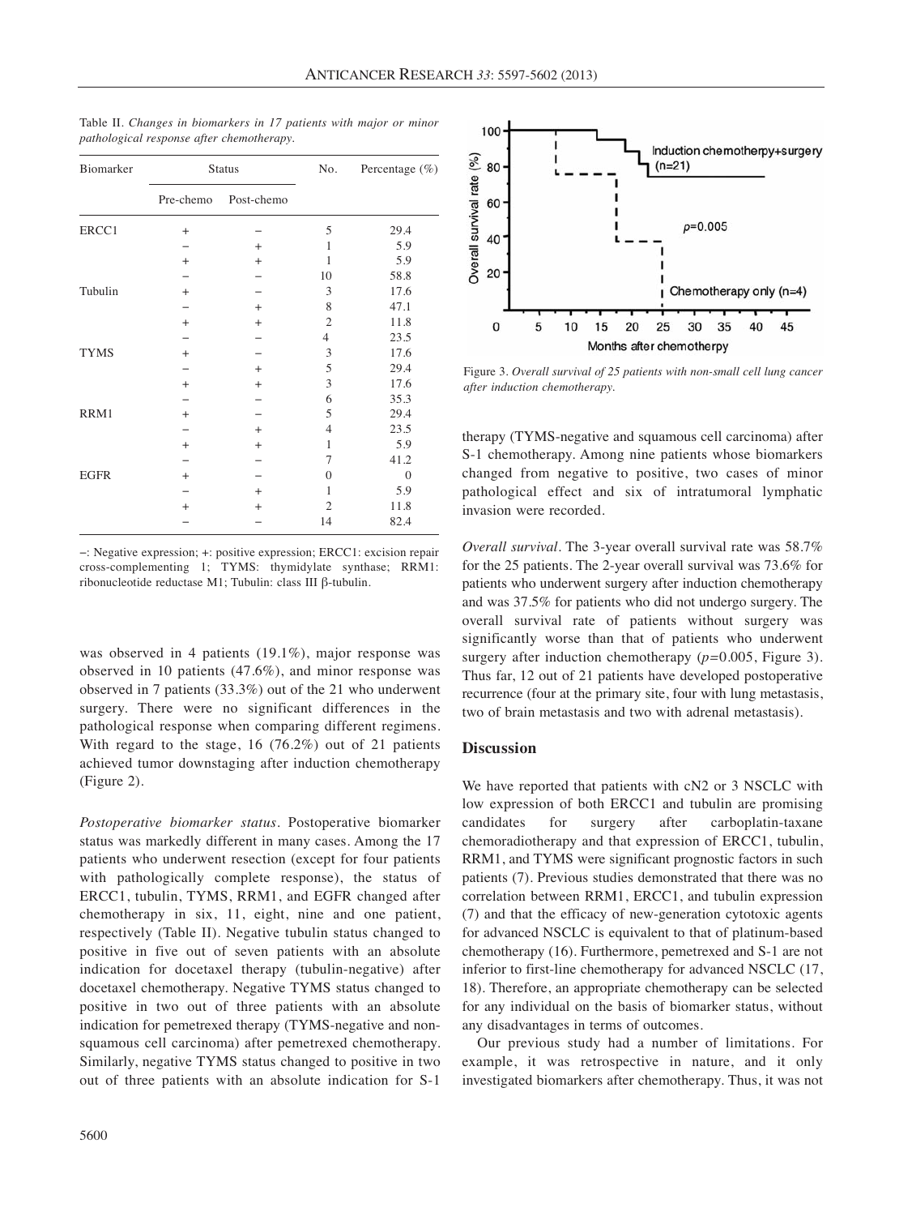Table II. *Changes in biomarkers in 17 patients with major or minor pathological response after chemotherapy.*

| Biomarker | Status | | No. | Percentage (%) |
|---|---|---|---|---|
| | Pre-chemo | Post-chemo | | |
| ERCC1 | + | − | 5 | 29.4 |
| | − | + | 1 | 5.9 |
| | + | + | 1 | 5.9 |
| | − | − | 10 | 58.8 |
| Tubulin | + | − | 3 | 17.6 |
| | − | + | 8 | 47.1 |
| | + | + | 2 | 11.8 |
| | − | − | 4 | 23.5 |
| TYMS | + | − | 3 | 17.6 |
| | − | + | 5 | 29.4 |
| | + | + | 3 | 17.6 |
| | − | − | 6 | 35.3 |
| RRM1 | + | − | 5 | 29.4 |
| | − | + | 4 | 23.5 |
| | + | + | 1 | 5.9 |
| | − | − | 7 | 41.2 |
| EGFR | + | − | 0 | 0 |
| | − | + | 1 | 5.9 |
| | + | + | 2 | 11.8 |
| | − | − | 14 | 82.4 |

−: Negative expression; +: positive expression; ERCC1: excision repair cross-complementing 1; TYMS: thymidylate synthase; RRM1: ribonucleotide reductase M1; Tubulin: class III β-tubulin.

was observed in 4 patients (19.1%), major response was observed in 10 patients (47.6%), and minor response was observed in 7 patients (33.3%) out of the 21 who underwent surgery. There were no significant differences in the pathological response when comparing different regimens. With regard to the stage, 16 (76.2%) out of 21 patients achieved tumor downstaging after induction chemotherapy (Figure 2).

*Postoperative biomarker status*. Postoperative biomarker status was markedly different in many cases. Among the 17 patients who underwent resection (except for four patients with pathologically complete response), the status of ERCC1, tubulin, TYMS, RRM1, and EGFR changed after chemotherapy in six, 11, eight, nine and one patient, respectively (Table II). Negative tubulin status changed to positive in five out of seven patients with an absolute indication for docetaxel therapy (tubulin-negative) after docetaxel chemotherapy. Negative TYMS status changed to positive in two out of three patients with an absolute indication for pemetrexed therapy (TYMS-negative and non-squamous cell carcinoma) after pemetrexed chemotherapy. Similarly, negative TYMS status changed to positive in two out of three patients with an absolute indication for S-1 therapy (TYMS-negative and squamous cell carcinoma) after S-1 chemotherapy. Among nine patients whose biomarkers changed from negative to positive, two cases of minor pathological effect and six of intratumoral lymphatic invasion were recorded.

Figure 3. *Overall survival of 25 patients with non-small cell lung cancer after induction chemotherapy.*

*Overall survival*. The 3-year overall survival rate was 58.7% for the 25 patients. The 2-year overall survival was 73.6% for patients who underwent surgery after induction chemotherapy and was 37.5% for patients who did not undergo surgery. The overall survival rate of patients without surgery was significantly worse than that of patients who underwent surgery after induction chemotherapy ($p=0.005$, Figure 3). Thus far, 12 out of 21 patients have developed postoperative recurrence (four at the primary site, four with lung metastasis, two of brain metastasis and two with adrenal metastasis).

## Discussion

We have reported that patients with cN2 or 3 NSCLC with low expression of both ERCC1 and tubulin are promising candidates for surgery after carboplatin-taxane chemoradiotherapy and that expression of ERCC1, tubulin, RRM1, and TYMS were significant prognostic factors in such patients (7). Previous studies demonstrated that there was no correlation between RRM1, ERCC1, and tubulin expression (7) and that the efficacy of new-generation cytotoxic agents for advanced NSCLC is equivalent to that of platinum-based chemotherapy (16). Furthermore, pemetrexed and S-1 are not inferior to first-line chemotherapy for advanced NSCLC (17, 18). Therefore, an appropriate chemotherapy can be selected for any individual on the basis of biomarker status, without any disadvantages in terms of outcomes.

Our previous study had a number of limitations. For example, it was retrospective in nature, and it only investigated biomarkers after chemotherapy. Thus, it was not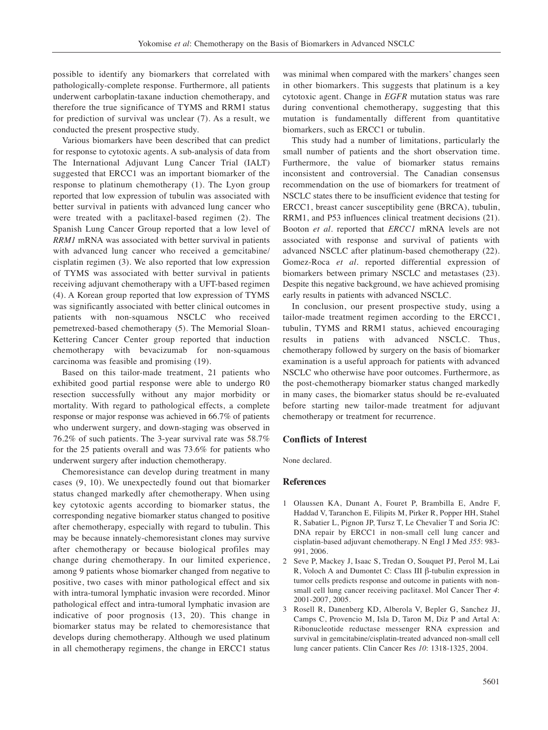possible to identify any biomarkers that correlated with pathologically-complete response. Furthermore, all patients underwent carboplatin-taxane induction chemotherapy, and therefore the true significance of TYMS and RRM1 status for prediction of survival was unclear (7). As a result, we conducted the present prospective study.

Various biomarkers have been described that can predict for response to cytotoxic agents. A sub-analysis of data from The International Adjuvant Lung Cancer Trial (IALT) suggested that ERCC1 was an important biomarker of the response to platinum chemotherapy (1). The Lyon group reported that low expression of tubulin was associated with better survival in patients with advanced lung cancer who were treated with a paclitaxel-based regimen (2). The Spanish Lung Cancer Group reported that a low level of *RRM1* mRNA was associated with better survival in patients with advanced lung cancer who received a gemcitabine/cisplatin regimen (3). We also reported that low expression of TYMS was associated with better survival in patients receiving adjuvant chemotherapy with a UFT-based regimen (4). A Korean group reported that low expression of TYMS was significantly associated with better clinical outcomes in patients with non-squamous NSCLC who received pemetrexed-based chemotherapy (5). The Memorial Sloan-Kettering Cancer Center group reported that induction chemotherapy with bevacizumab for non-squamous carcinoma was feasible and promising (19).

Based on this tailor-made treatment, 21 patients who exhibited good partial response were able to undergo R0 resection successfully without any major morbidity or mortality. With regard to pathological effects, a complete response or major response was achieved in 66.7% of patients who underwent surgery, and down-staging was observed in 76.2% of such patients. The 3-year survival rate was 58.7% for the 25 patients overall and was 73.6% for patients who underwent surgery after induction chemotherapy.

Chemoresistance can develop during treatment in many cases (9, 10). We unexpectedly found out that biomarker status changed markedly after chemotherapy. When using key cytotoxic agents according to biomarker status, the corresponding negative biomarker status changed to positive after chemotherapy, especially with regard to tubulin. This may be because innately-chemoresistant clones may survive after chemotherapy or because biological profiles may change during chemotherapy. In our limited experience, among 9 patients whose biomarker changed from negative to positive, two cases with minor pathological effect and six with intra-tumoral lymphatic invasion were recorded. Minor pathological effect and intra-tumoral lymphatic invasion are indicative of poor prognosis (13, 20). This change in biomarker status may be related to chemoresistance that develops during chemotherapy. Although we used platinum in all chemotherapy regimens, the change in ERCC1 status was minimal when compared with the markers' changes seen in other biomarkers. This suggests that platinum is a key cytotoxic agent. Change in *EGFR* mutation status was rare during conventional chemotherapy, suggesting that this mutation is fundamentally different from quantitative biomarkers, such as ERCC1 or tubulin.

This study had a number of limitations, particularly the small number of patients and the short observation time. Furthermore, the value of biomarker status remains inconsistent and controversial. The Canadian consensus recommendation on the use of biomarkers for treatment of NSCLC states there to be insufficient evidence that testing for ERCC1, breast cancer susceptibility gene (BRCA), tubulin, RRM1, and P53 influences clinical treatment decisions (21). Booton *et al*. reported that *ERCC1* mRNA levels are not associated with response and survival of patients with advanced NSCLC after platinum-based chemotherapy (22). Gomez-Roca *et al*. reported differential expression of biomarkers between primary NSCLC and metastases (23). Despite this negative background, we have achieved promising early results in patients with advanced NSCLC.

In conclusion, our present prospective study, using a tailor-made treatment regimen according to the ERCC1, tubulin, TYMS and RRM1 status, achieved encouraging results in patiens with advanced NSCLC. Thus, chemotherapy followed by surgery on the basis of biomarker examination is a useful approach for patients with advanced NSCLC who otherwise have poor outcomes. Furthermore, as the post-chemotherapy biomarker status changed markedly in many cases, the biomarker status should be re-evaluated before starting new tailor-made treatment for adjuvant chemotherapy or treatment for recurrence.

## Conflicts of Interest

None declared.

## References

1. Olaussen KA, Dunant A, Fouret P, Brambilla E, Andre F, Haddad V, Taranchon E, Filipits M, Pirker R, Popper HH, Stahel R, Sabatier L, Pignon JP, Tursz T, Le Chevalier T and Soria JC: DNA repair by ERCC1 in non-small cell lung cancer and cisplatin-based adjuvant chemotherapy. N Engl J Med *355*: 983-991, 2006.
2. Seve P, Mackey J, Isaac S, Tredan O, Souquet PJ, Perol M, Lai R, Voloch A and Dumontet C: Class III β-tubulin expression in tumor cells predicts response and outcome in patients with non-small cell lung cancer receiving paclitaxel. Mol Cancer Ther *4*: 2001-2007, 2005.
3. Rosell R, Danenberg KD, Alberola V, Bepler G, Sanchez JJ, Camps C, Provencio M, Isla D, Taron M, Diz P and Artal A: Ribonucleotide reductase messenger RNA expression and survival in gemcitabine/cisplatin-treated advanced non-small cell lung cancer patients. Clin Cancer Res *10*: 1318-1325, 2004.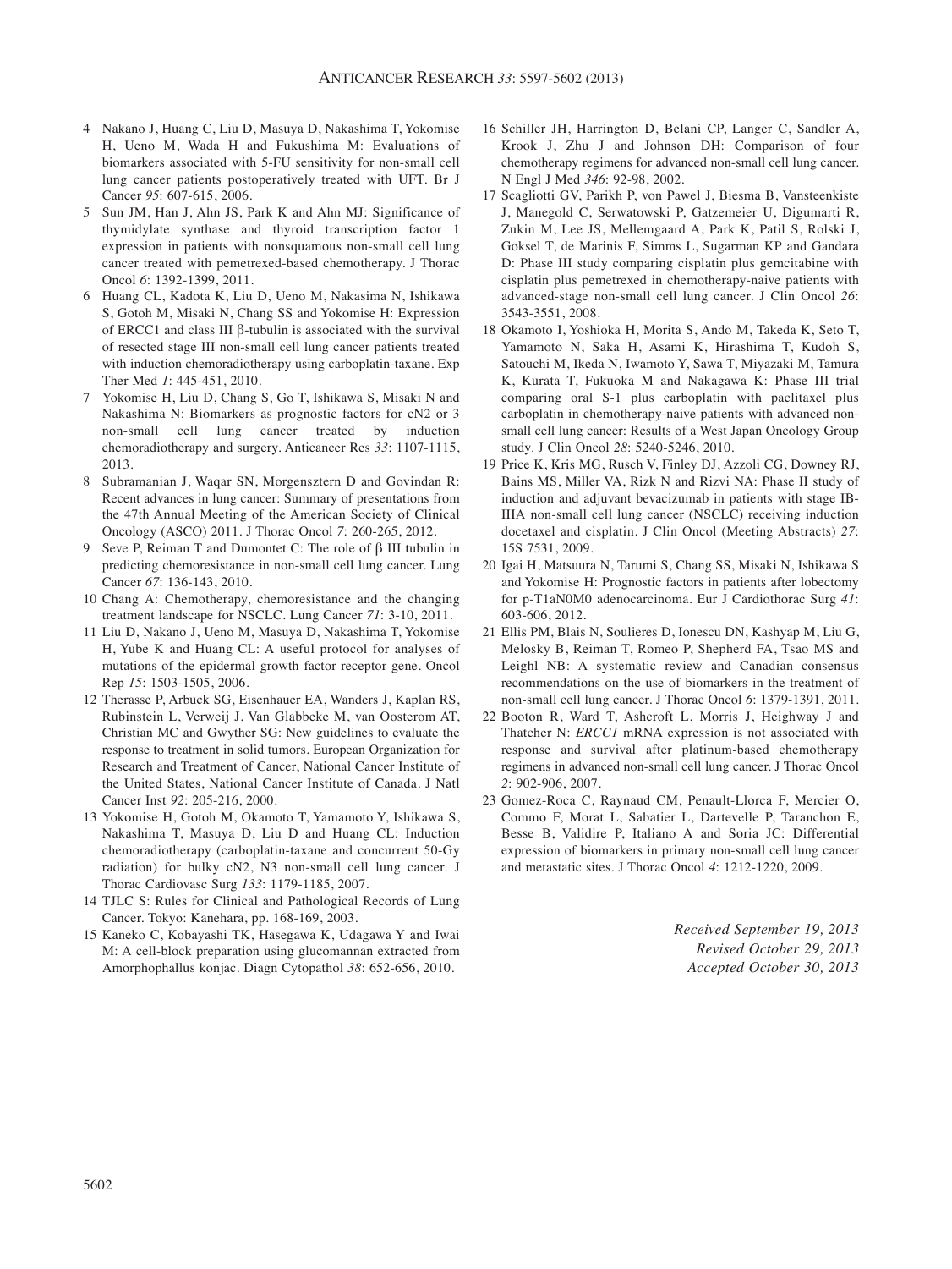4 Nakano J, Huang C, Liu D, Masuya D, Nakashima T, Yokomise H, Ueno M, Wada H and Fukushima M: Evaluations of biomarkers associated with 5-FU sensitivity for non-small cell lung cancer patients postoperatively treated with UFT. Br J Cancer *95*: 607-615, 2006.

5 Sun JM, Han J, Ahn JS, Park K and Ahn MJ: Significance of thymidylate synthase and thyroid transcription factor 1 expression in patients with nonsquamous non-small cell lung cancer treated with pemetrexed-based chemotherapy. J Thorac Oncol *6*: 1392-1399, 2011.

6 Huang CL, Kadota K, Liu D, Ueno M, Nakasima N, Ishikawa S, Gotoh M, Misaki N, Chang SS and Yokomise H: Expression of ERCC1 and class III β-tubulin is associated with the survival of resected stage III non-small cell lung cancer patients treated with induction chemoradiotherapy using carboplatin-taxane. Exp Ther Med *1*: 445-451, 2010.

7 Yokomise H, Liu D, Chang S, Go T, Ishikawa S, Misaki N and Nakashima N: Biomarkers as prognostic factors for cN2 or 3 non-small cell lung cancer treated by induction chemoradiotherapy and surgery. Anticancer Res *33*: 1107-1115, 2013.

8 Subramanian J, Waqar SN, Morgensztern D and Govindan R: Recent advances in lung cancer: Summary of presentations from the 47th Annual Meeting of the American Society of Clinical Oncology (ASCO) 2011. J Thorac Oncol *7*: 260-265, 2012.

9 Seve P, Reiman T and Dumontet C: The role of β III tubulin in predicting chemoresistance in non-small cell lung cancer. Lung Cancer *67*: 136-143, 2010.

10 Chang A: Chemotherapy, chemoresistance and the changing treatment landscape for NSCLC. Lung Cancer *71*: 3-10, 2011.

11 Liu D, Nakano J, Ueno M, Masuya D, Nakashima T, Yokomise H, Yube K and Huang CL: A useful protocol for analyses of mutations of the epidermal growth factor receptor gene. Oncol Rep *15*: 1503-1505, 2006.

12 Therasse P, Arbuck SG, Eisenhauer EA, Wanders J, Kaplan RS, Rubinstein L, Verweij J, Van Glabbeke M, van Oosterom AT, Christian MC and Gwyther SG: New guidelines to evaluate the response to treatment in solid tumors. European Organization for Research and Treatment of Cancer, National Cancer Institute of the United States, National Cancer Institute of Canada. J Natl Cancer Inst *92*: 205-216, 2000.

13 Yokomise H, Gotoh M, Okamoto T, Yamamoto Y, Ishikawa S, Nakashima T, Masuya D, Liu D and Huang CL: Induction chemoradiotherapy (carboplatin-taxane and concurrent 50-Gy radiation) for bulky cN2, N3 non-small cell lung cancer. J Thorac Cardiovasc Surg *133*: 1179-1185, 2007.

14 TJLC S: Rules for Clinical and Pathological Records of Lung Cancer. Tokyo: Kanehara, pp. 168-169, 2003.

15 Kaneko C, Kobayashi TK, Hasegawa K, Udagawa Y and Iwai M: A cell-block preparation using glucomannan extracted from Amorphophallus konjac. Diagn Cytopathol *38*: 652-656, 2010.

16 Schiller JH, Harrington D, Belani CP, Langer C, Sandler A, Krook J, Zhu J and Johnson DH: Comparison of four chemotherapy regimens for advanced non-small cell lung cancer. N Engl J Med *346*: 92-98, 2002.

17 Scagliotti GV, Parikh P, von Pawel J, Biesma B, Vansteenkiste J, Manegold C, Serwatowski P, Gatzemeier U, Digumarti R, Zukin M, Lee JS, Mellemgaard A, Park K, Patil S, Rolski J, Goksel T, de Marinis F, Simms L, Sugarman KP and Gandara D: Phase III study comparing cisplatin plus gemcitabine with cisplatin plus pemetrexed in chemotherapy-naive patients with advanced-stage non-small cell lung cancer. J Clin Oncol *26*: 3543-3551, 2008.

18 Okamoto I, Yoshioka H, Morita S, Ando M, Takeda K, Seto T, Yamamoto N, Saka H, Asami K, Hirashima T, Kudoh S, Satouchi M, Ikeda N, Iwamoto Y, Sawa T, Miyazaki M, Tamura K, Kurata T, Fukuoka M and Nakagawa K: Phase III trial comparing oral S-1 plus carboplatin with paclitaxel plus carboplatin in chemotherapy-naive patients with advanced non-small cell lung cancer: Results of a West Japan Oncology Group study. J Clin Oncol *28*: 5240-5246, 2010.

19 Price K, Kris MG, Rusch V, Finley DJ, Azzoli CG, Downey RJ, Bains MS, Miller VA, Rizk N and Rizvi NA: Phase II study of induction and adjuvant bevacizumab in patients with stage IB-IIIA non-small cell lung cancer (NSCLC) receiving induction docetaxel and cisplatin. J Clin Oncol (Meeting Abstracts) *27*: 15S 7531, 2009.

20 Igai H, Matsuura N, Tarumi S, Chang SS, Misaki N, Ishikawa S and Yokomise H: Prognostic factors in patients after lobectomy for p-T1aN0M0 adenocarcinoma. Eur J Cardiothorac Surg *41*: 603-606, 2012.

21 Ellis PM, Blais N, Soulieres D, Ionescu DN, Kashyap M, Liu G, Melosky B, Reiman T, Romeo P, Shepherd FA, Tsao MS and Leighl NB: A systematic review and Canadian consensus recommendations on the use of biomarkers in the treatment of non-small cell lung cancer. J Thorac Oncol *6*: 1379-1391, 2011.

22 Booton R, Ward T, Ashcroft L, Morris J, Heighway J and Thatcher N: *ERCC1* mRNA expression is not associated with response and survival after platinum-based chemotherapy regimens in advanced non-small cell lung cancer. J Thorac Oncol *2*: 902-906, 2007.

23 Gomez-Roca C, Raynaud CM, Penault-Llorca F, Mercier O, Commo F, Morat L, Sabatier L, Dartevelle P, Taranchon E, Besse B, Validire P, Italiano A and Soria JC: Differential expression of biomarkers in primary non-small cell lung cancer and metastatic sites. J Thorac Oncol *4*: 1212-1220, 2009.

*Received September 19, 2013*
*Revised October 29, 2013*
*Accepted October 30, 2013*